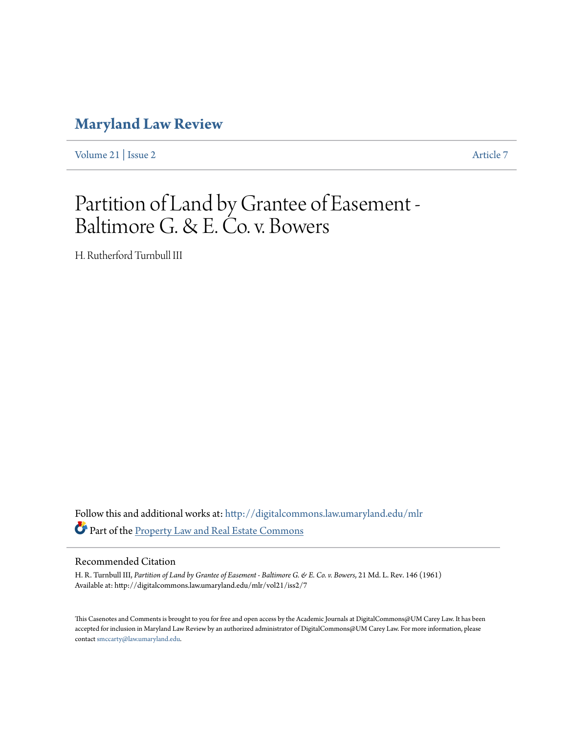# Maryland Law Review

Volume 21 | Issue 2 Article 7

# Partition of Land by Grantee of Easement - Baltimore G. & E. Co. v. Bowers

H. Rutherford Turnbull III

Follow this and additional works at: http://digitalcommons.law.umaryland.edu/mlr

Part of the Property Law and Real Estate Commons

## Recommended Citation

H. R. Turnbull III, *Partition of Land by Grantee of Easement - Baltimore G. & E. Co. v. Bowers*, 21 Md. L. Rev. 146 (1961)
Available at: http://digitalcommons.law.umaryland.edu/mlr/vol21/iss2/7

This Casenotes and Comments is brought to you for free and open access by the Academic Journals at DigitalCommons@UM Carey Law. It has been accepted for inclusion in Maryland Law Review by an authorized administrator of DigitalCommons@UM Carey Law. For more information, please contact smccarty@law.umaryland.edu.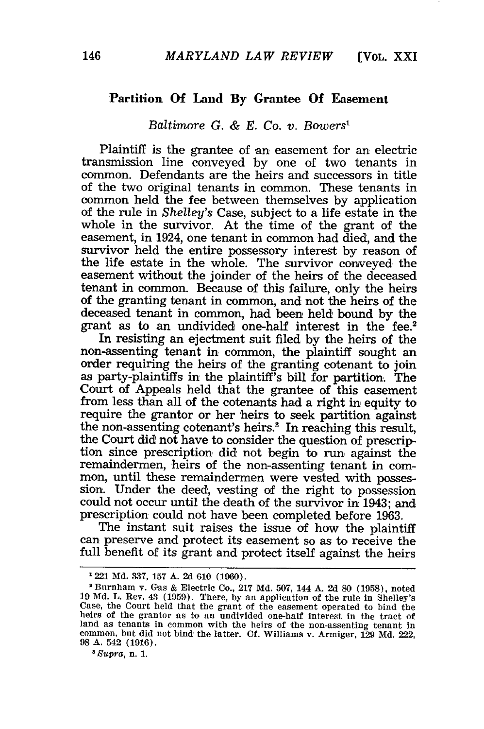## Partition Of Land By Grantee Of Easement

*Baltimore G. & E. Co. v. Bowers*[1]

Plaintiff is the grantee of an easement for an electric transmission line conveyed by one of two tenants in common. Defendants are the heirs and successors in title of the two original tenants in common. These tenants in common held the fee between themselves by application of the rule in *Shelley's* Case, subject to a life estate in the whole in the survivor. At the time of the grant of the easement, in 1924, one tenant in common had died, and the survivor held the entire possessory interest by reason of the life estate in the whole. The survivor conveyed the easement without the joinder of the heirs of the deceased tenant in common. Because of this failure, only the heirs of the granting tenant in common, and not the heirs of the deceased tenant in common, had been held bound by the grant as to an undivided one-half interest in the fee.[2]

In resisting an ejectment suit filed by the heirs of the non-assenting tenant in common, the plaintiff sought an order requiring the heirs of the granting cotenant to join as party-plaintiffs in the plaintiff's bill for partition. The Court of Appeals held that the grantee of this easement from less than all of the cotenants had a right in equity to require the grantor or her heirs to seek partition against the non-assenting cotenant's heirs.[3] In reaching this result, the Court did not have to consider the question of prescription since prescription did not begin to run against the remaindermen, heirs of the non-assenting tenant in common, until these remaindermen were vested with possession. Under the deed, vesting of the right to possession could not occur until the death of the survivor in 1943; and prescription could not have been completed before 1963.

The instant suit raises the issue of how the plaintiff can preserve and protect its easement so as to receive the full benefit of its grant and protect itself against the heirs

---

[1] 221 Md. 337, 157 A. 2d 610 (1960).

[2] Burnham v. Gas & Electric Co., 217 Md. 507, 144 A. 2d 80 (1958), noted 19 Md. L. Rev. 43 (1959). There, by an application of the rule in Shelley's Case, the Court held that the grant of the easement operated to bind the heirs of the grantor as to an undivided one-half interest in the tract of land as tenants in common with the heirs of the non-assenting tenant in common, but did not bind the latter. Cf. Williams v. Armiger, 129 Md. 222, 98 A. 542 (1916).

[3] *Supra*, n. 1.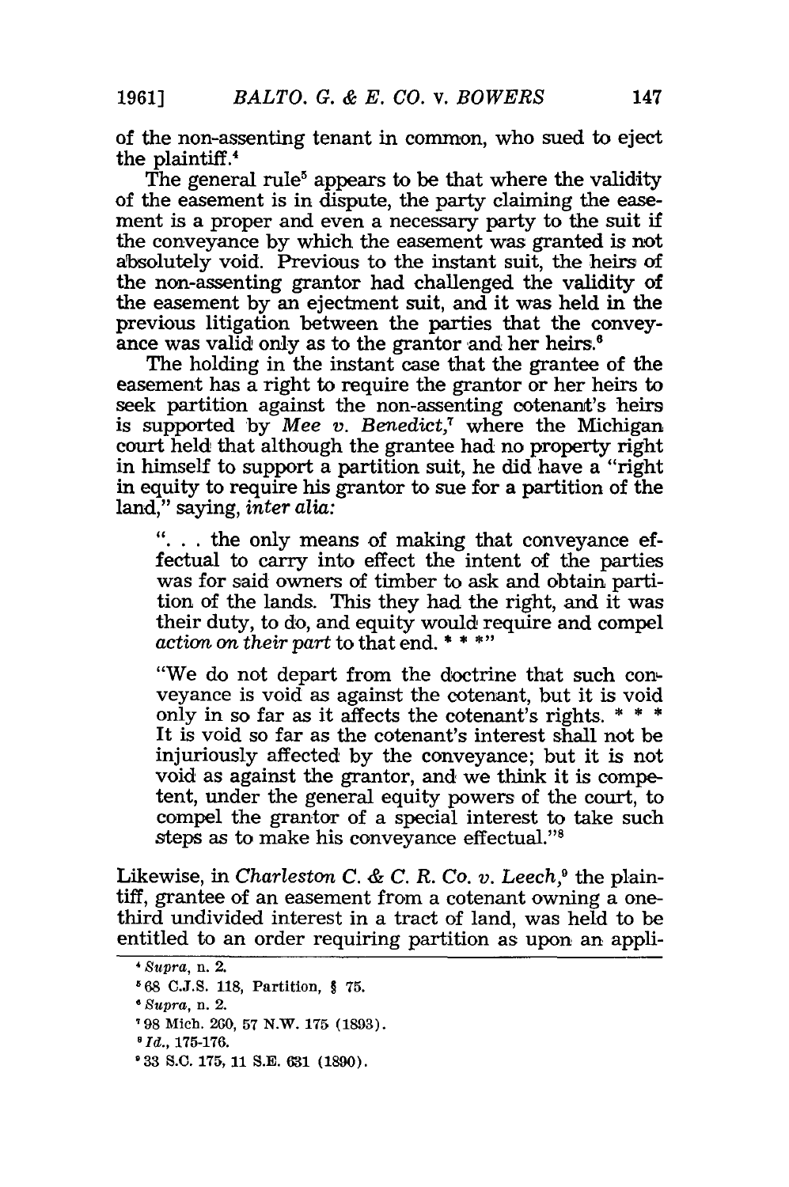of the non-assenting tenant in common, who sued to eject the plaintiff.[4]

The general rule[5] appears to be that where the validity of the easement is in dispute, the party claiming the easement is a proper and even a necessary party to the suit if the conveyance by which the easement was granted is not absolutely void. Previous to the instant suit, the heirs of the non-assenting grantor had challenged the validity of the easement by an ejectment suit, and it was held in the previous litigation between the parties that the conveyance was valid only as to the grantor and her heirs.[6]

The holding in the instant case that the grantee of the easement has a right to require the grantor or her heirs to seek partition against the non-assenting cotenant's heirs is supported by *Mee v. Benedict*,[7] where the Michigan court held that although the grantee had no property right in himself to support a partition suit, he did have a "right in equity to require his grantor to sue for a partition of the land," saying, *inter alia:*

> ". . . the only means of making that conveyance effectual to carry into effect the intent of the parties was for said owners of timber to ask and obtain partition of the lands. This they had the right, and it was their duty, to do, and equity would require and compel *action on their part* to that end. * * *"
>
> "We do not depart from the doctrine that such conveyance is void as against the cotenant, but it is void only in so far as it affects the cotenant's rights. * * * It is void so far as the cotenant's interest shall not be injuriously affected by the conveyance; but it is not void as against the grantor, and we think it is competent, under the general equity powers of the court, to compel the grantor of a special interest to take such steps as to make his conveyance effectual."[8]

Likewise, in *Charleston C. & C. R. Co. v. Leech*,[9] the plaintiff, grantee of an easement from a cotenant owning a one-third undivided interest in a tract of land, was held to be entitled to an order requiring partition as upon an appli-

---

[4] *Supra*, n. 2.

[5] 68 C.J.S. 118, Partition, § 75.

[6] *Supra*, n. 2.

[7] 98 Mich. 260, 57 N.W. 175 (1893).

[8] *Id.*, 175-176.

[9] 33 S.C. 175, 11 S.E. 631 (1890).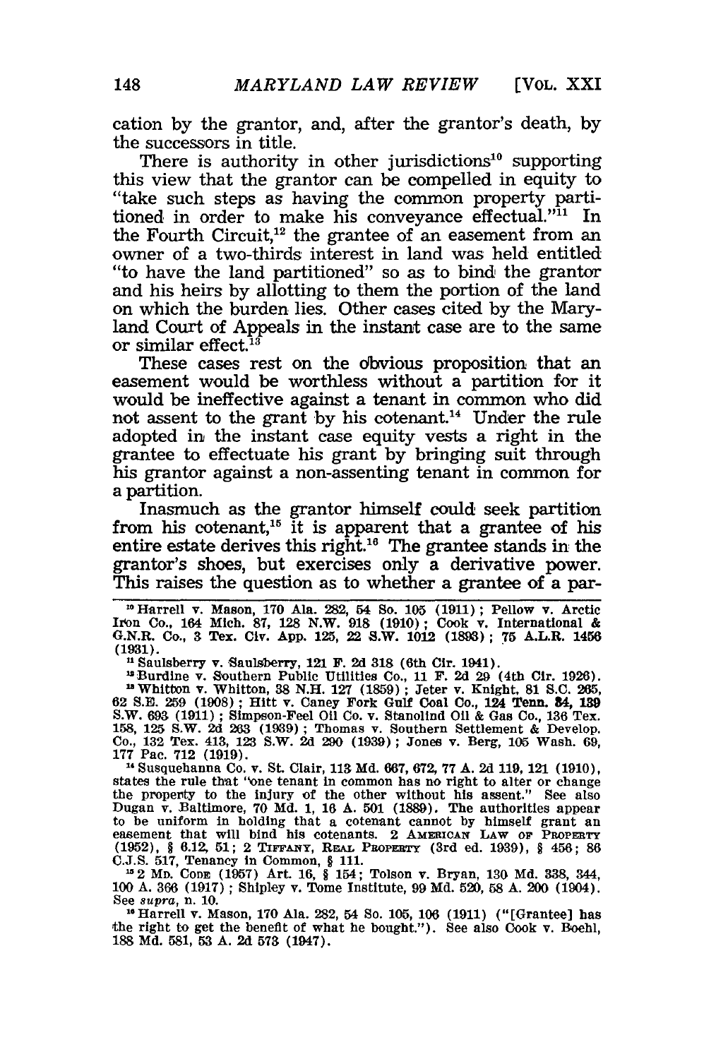cation by the grantor, and, after the grantor's death, by the successors in title.

There is authority in other jurisdictions[10] supporting this view that the grantor can be compelled in equity to "take such steps as having the common property partitioned in order to make his conveyance effectual."[11] In the Fourth Circuit,[12] the grantee of an easement from an owner of a two-thirds interest in land was held entitled "to have the land partitioned" so as to bind the grantor and his heirs by allotting to them the portion of the land on which the burden lies. Other cases cited by the Maryland Court of Appeals in the instant case are to the same or similar effect.[13]

These cases rest on the obvious proposition that an easement would be worthless without a partition for it would be ineffective against a tenant in common who did not assent to the grant by his cotenant.[14] Under the rule adopted in the instant case equity vests a right in the grantee to effectuate his grant by bringing suit through his grantor against a non-assenting tenant in common for a partition.

Inasmuch as the grantor himself could seek partition from his cotenant,[15] it is apparent that a grantee of his entire estate derives this right.[16] The grantee stands in the grantor's shoes, but exercises only a derivative power. This raises the question as to whether a grantee of a par-

---

[10] Harrell v. Mason, 170 Ala. 282, 54 So. 105 (1911); Pellow v. Arctic Iron Co., 164 Mich. 87, 128 N.W. 918 (1910); Cook v. International & G.N.R. Co., 3 Tex. Civ. App. 125, 22 S.W. 1012 (1893); 75 A.L.R. 1456 (1931).

[11] Saulsberry v. Saulsberry, 121 F. 2d 318 (6th Cir. 1941).

[12] Burdine v. Southern Public Utilities Co., 11 F. 2d 29 (4th Cir. 1926).

[13] Whitton v. Whitton, 38 N.H. 127 (1859); Jeter v. Knight, 81 S.C. 265, 62 S.E. 259 (1908); Hitt v. Caney Fork Gulf Coal Co., 124 Tenn. 34, 139 S.W. 693 (1911); Simpson-Feel Oil Co. v. Stanolind Oil & Gas Co., 136 Tex. 158, 125 S.W. 2d 263 (1939); Thomas v. Southern Settlement & Develop. Co., 132 Tex. 413, 123 S.W. 2d 290 (1939); Jones v. Berg, 105 Wash. 69, 177 Pac. 712 (1919).

[14] Susquehanna Co. v. St. Clair, 113 Md. 667, 672, 77 A. 2d 119, 121 (1910), states the rule that "one tenant in common has no right to alter or change the property to the injury of the other without his assent." See also Dugan v. Baltimore, 70 Md. 1, 16 A. 501 (1889). The authorities appear to be uniform in holding that a cotenant cannot by himself grant an easement that will bind his cotenants. 2 AMERICAN LAW OF PROPERTY (1952), § 6.12, 51; 2 TIFFANY, REAL PROPERTY (3rd ed. 1939), § 456; 86 C.J.S. 517, Tenancy in Common, § 111.

[15] 2 MD. CODE (1957) Art. 16, § 154; Tolson v. Bryan, 130 Md. 338, 344, 100 A. 366 (1917); Shipley v. Tome Institute, 99 Md. 520, 58 A. 200 (1904). See *supra*, n. 10.

[16] Harrell v. Mason, 170 Ala. 282, 54 So. 105, 106 (1911) ("[Grantee] has the right to get the benefit of what he bought."). See also Cook v. Boehl, 188 Md. 581, 53 A. 2d 573 (1947).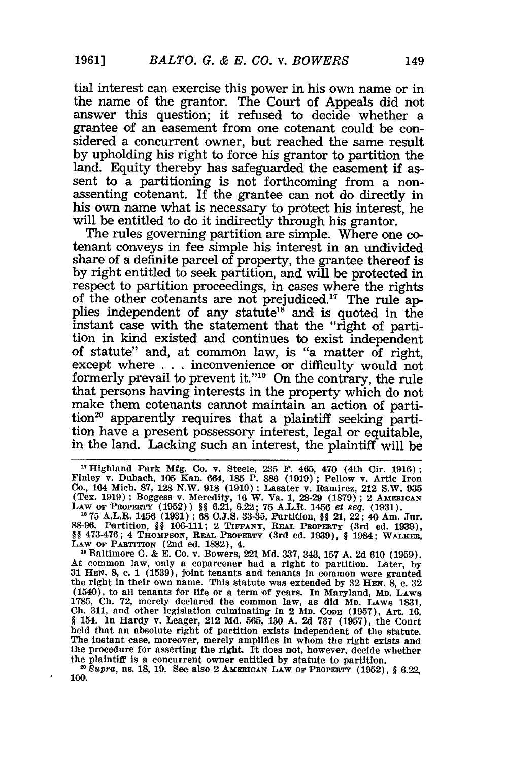tial interest can exercise this power in his own name or in the name of the grantor. The Court of Appeals did not answer this question; it refused to decide whether a grantee of an easement from one cotenant could be considered a concurrent owner, but reached the same result by upholding his right to force his grantor to partition the land. Equity thereby has safeguarded the easement if assent to a partitioning is not forthcoming from a non-assenting cotenant. If the grantee can not do directly in his own name what is necessary to protect his interest, he will be entitled to do it indirectly through his grantor.

The rules governing partition are simple. Where one cotenant conveys in fee simple his interest in an undivided share of a definite parcel of property, the grantee thereof is by right entitled to seek partition, and will be protected in respect to partition proceedings, in cases where the rights of the other cotenants are not prejudiced.[17] The rule applies independent of any statute[18] and is quoted in the instant case with the statement that the "right of partition in kind existed and continues to exist independent of statute" and, at common law, is "a matter of right, except where . . . inconvenience or difficulty would not formerly prevail to prevent it."[19] On the contrary, the rule that persons having interests in the property which do not make them cotenants cannot maintain an action of partition[20] apparently requires that a plaintiff seeking partition have a present possessory interest, legal or equitable, in the land. Lacking such an interest, the plaintiff will be

---

[17] Highland Park Mfg. Co. v. Steele, 235 F. 465, 470 (4th Cir. 1916); Finley v. Dubach, 105 Kan. 664, 185 P. 886 (1919); Pellow v. Artic Iron Co., 164 Mich. 87, 128 N.W. 918 (1910); Lasater v. Ramirez, 212 S.W. 935 (Tex. 1919); Boggess v. Meredity, 16 W. Va. 1, 28-29 (1879); 2 AMERICAN LAW OF PROPERTY (1952)) §§ 6.21, 6.22; 75 A.L.R. 1456 *et seq.* (1931).

[18] 75 A.L.R. 1456 (1931); 68 C.J.S. 33-35, Partition, §§ 21, 22; 40 Am. Jur. 88-96. Partition, §§ 106-111; 2 TIFFANY, REAL PROPERTY (3rd ed. 1939), §§ 473-476; 4 THOMPSON, REAL PROPERTY (3rd ed. 1939), § 1984; WALKER, LAW OF PARTITION (2nd ed. 1882), 4.

[19] Baltimore G. & E. Co. v. Bowers, 221 Md. 337, 343, 157 A. 2d 610 (1959). At common law, only a coparcener had a right to partition. Later, by 31 HEN. 8, c. 1 (1539), joint tenants and tenants in common were granted the right in their own name. This statute was extended by 32 HEN. 8, c. 32 (1540), to all tenants for life or a term of years. In Maryland, MD. LAWS 1785, Ch. 72, merely declared the common law, as did MD. LAWS 1831, Ch. 311, and other legislation culminating in 2 MD. CODE (1957), Art. 16, § 154. In Hardy v. Leager, 212 Md. 565, 130 A. 2d 737 (1957), the Court held that an absolute right of partition exists independent of the statute. The instant case, moreover, merely amplifies in whom the right exists and the procedure for asserting the right. It does not, however, decide whether the plaintiff is a concurrent owner entitled by statute to partition.

[20] *Supra*, ns. 18, 19. See also 2 AMERICAN LAW OF PROPERTY (1952), § 6.22, 100.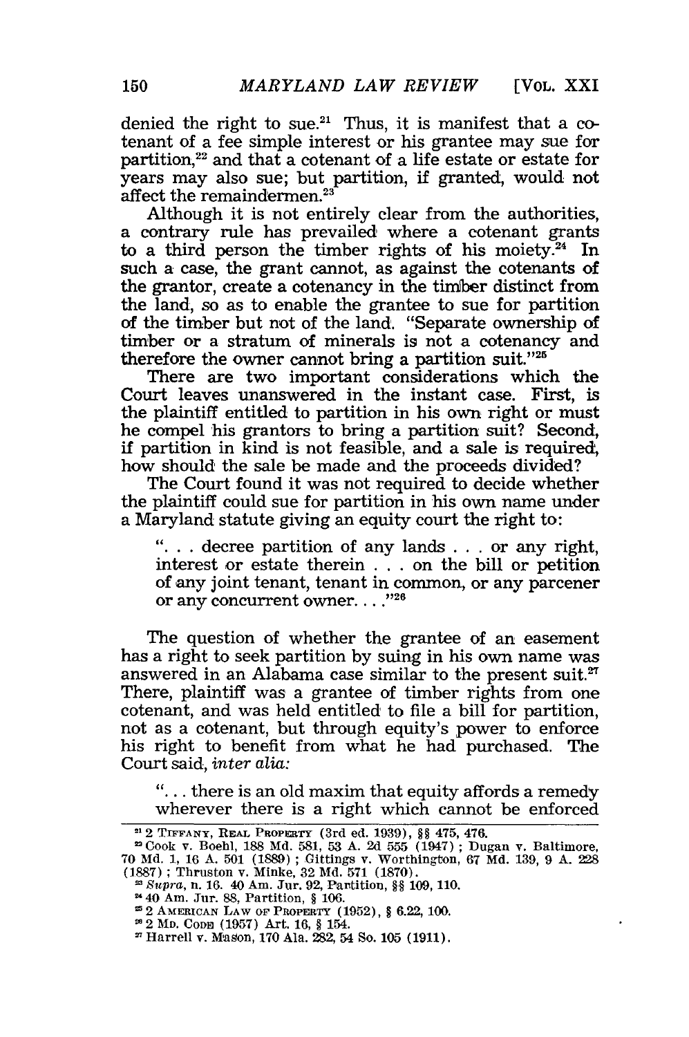denied the right to sue.[21] Thus, it is manifest that a cotenant of a fee simple interest or his grantee may sue for partition,[22] and that a cotenant of a life estate or estate for years may also sue; but partition, if granted, would not affect the remaindermen.[23]

Although it is not entirely clear from the authorities, a contrary rule has prevailed where a cotenant grants to a third person the timber rights of his moiety.[24] In such a case, the grant cannot, as against the cotenants of the grantor, create a cotenancy in the timber distinct from the land, so as to enable the grantee to sue for partition of the timber but not of the land. "Separate ownership of timber or a stratum of minerals is not a cotenancy and therefore the owner cannot bring a partition suit."[25]

There are two important considerations which the Court leaves unanswered in the instant case. First, is the plaintiff entitled to partition in his own right or must he compel his grantors to bring a partition suit? Second, if partition in kind is not feasible, and a sale is required, how should the sale be made and the proceeds divided?

The Court found it was not required to decide whether the plaintiff could sue for partition in his own name under a Maryland statute giving an equity court the right to:

> ". . . decree partition of any lands . . . or any right, interest or estate therein . . . on the bill or petition of any joint tenant, tenant in common, or any parcener or any concurrent owner. . . ."[26]

The question of whether the grantee of an easement has a right to seek partition by suing in his own name was answered in an Alabama case similar to the present suit.[27] There, plaintiff was a grantee of timber rights from one cotenant, and was held entitled to file a bill for partition, not as a cotenant, but through equity's power to enforce his right to benefit from what he had purchased. The Court said, *inter alia:*

> ". . . there is an old maxim that equity affords a remedy wherever there is a right which cannot be enforced

---

[21] 2 TIFFANY, REAL PROPERTY (3rd ed. 1939), §§ 475, 476.

[22] Cook v. Boehl, 188 Md. 581, 53 A. 2d 555 (1947); Dugan v. Baltimore, 70 Md. 1, 16 A. 501 (1889); Gittings v. Worthington, 67 Md. 139, 9 A. 228 (1887); Thruston v. Minke, 32 Md. 571 (1870).

[23] *Supra*, n. 16. 40 Am. Jur. 92, Partition, §§ 109, 110.

[24] 40 Am. Jur. 88, Partition, § 106.

[25] 2 AMERICAN LAW OF PROPERTY (1952), § 6.22, 100.

[26] 2 MD. CODE (1957) Art. 16, § 154.

[27] Harrell v. Mason, 170 Ala. 282, 54 So. 105 (1911).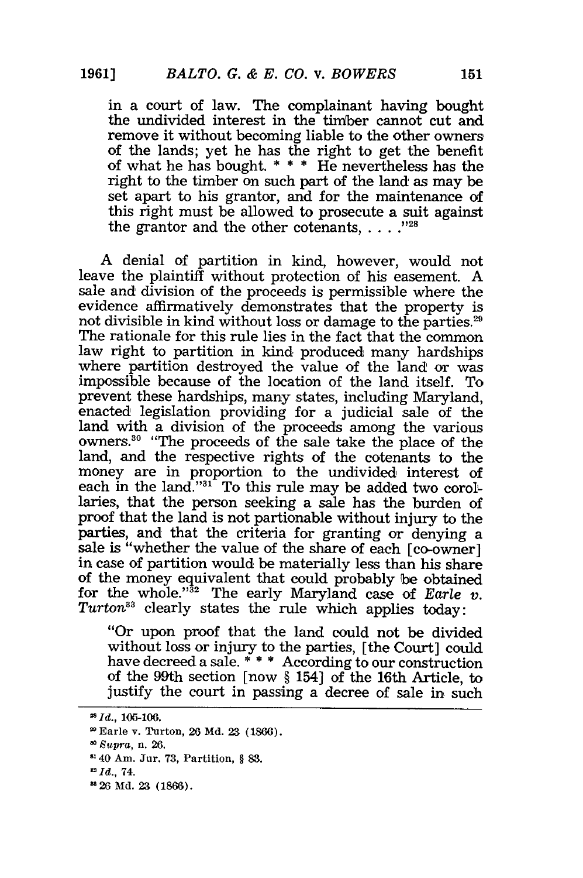in a court of law. The complainant having bought the undivided interest in the timber cannot cut and remove it without becoming liable to the other owners of the lands; yet he has the right to get the benefit of what he has bought. * * * He nevertheless has the right to the timber on such part of the land as may be set apart to his grantor, and for the maintenance of this right must be allowed to prosecute a suit against the grantor and the other cotenants, . . . ."[28]

A denial of partition in kind, however, would not leave the plaintiff without protection of his easement. A sale and division of the proceeds is permissible where the evidence affirmatively demonstrates that the property is not divisible in kind without loss or damage to the parties.[29] The rationale for this rule lies in the fact that the common law right to partition in kind produced many hardships where partition destroyed the value of the land or was impossible because of the location of the land itself. To prevent these hardships, many states, including Maryland, enacted legislation providing for a judicial sale of the land with a division of the proceeds among the various owners.[30] "The proceeds of the sale take the place of the land, and the respective rights of the cotenants to the money are in proportion to the undivided interest of each in the land."[31] To this rule may be added two corollaries, that the person seeking a sale has the burden of proof that the land is not partionable without injury to the parties, and that the criteria for granting or denying a sale is "whether the value of the share of each [co-owner] in case of partition would be materially less than his share of the money equivalent that could probably be obtained for the whole."[32] The early Maryland case of *Earle v. Turton*[33] clearly states the rule which applies today:

"Or upon proof that the land could not be divided without loss or injury to the parties, [the Court] could have decreed a sale. * * * According to our construction of the 99th section [now § 154] of the 16th Article, to justify the court in passing a decree of sale in such

---

[28] *Id.*, 105-106.

[29] Earle v. Turton, 26 Md. 23 (1866).

[30] *Supra*, n. 26.

[31] 40 Am. Jur. 73, Partition, § 83.

[32] *Id.*, 74.

[33] 26 Md. 23 (1866).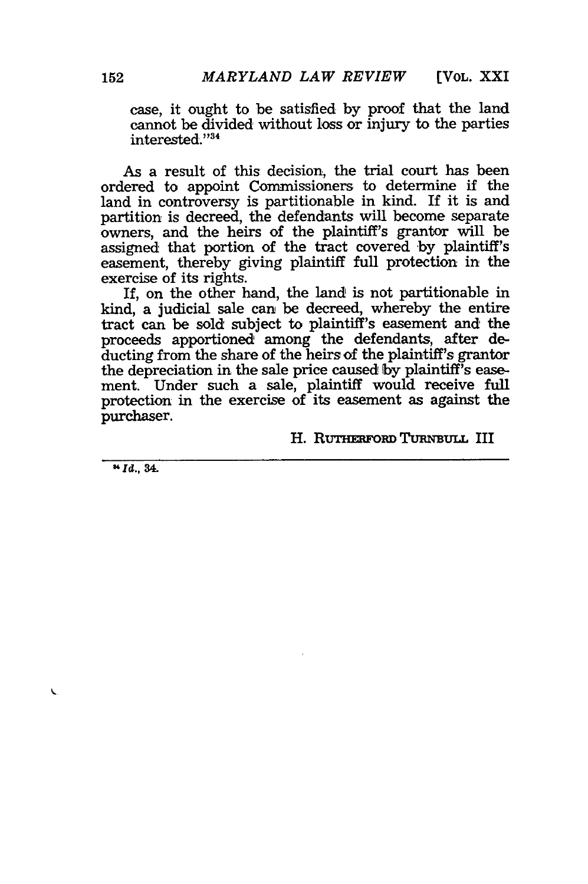case, it ought to be satisfied by proof that the land cannot be divided without loss or injury to the parties interested."[34]

As a result of this decision, the trial court has been ordered to appoint Commissioners to determine if the land in controversy is partitionable in kind. If it is and partition is decreed, the defendants will become separate owners, and the heirs of the plaintiff's grantor will be assigned that portion of the tract covered by plaintiff's easement, thereby giving plaintiff full protection in the exercise of its rights.

If, on the other hand, the land is not partitionable in kind, a judicial sale can be decreed, whereby the entire tract can be sold subject to plaintiff's easement and the proceeds apportioned among the defendants, after deducting from the share of the heirs of the plaintiff's grantor the depreciation in the sale price caused by plaintiff's easement. Under such a sale, plaintiff would receive full protection in the exercise of its easement as against the purchaser.

H. RUTHERFORD TURNBULL III

---

[34] *Id.*, 34.